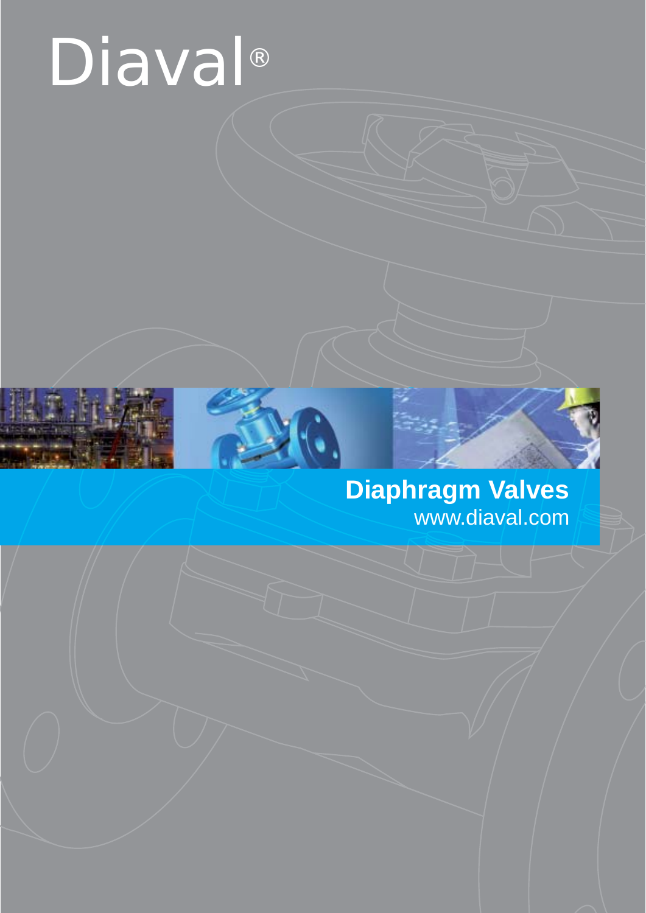# Diaval®

## Diaphragm Valves

www.diaval.com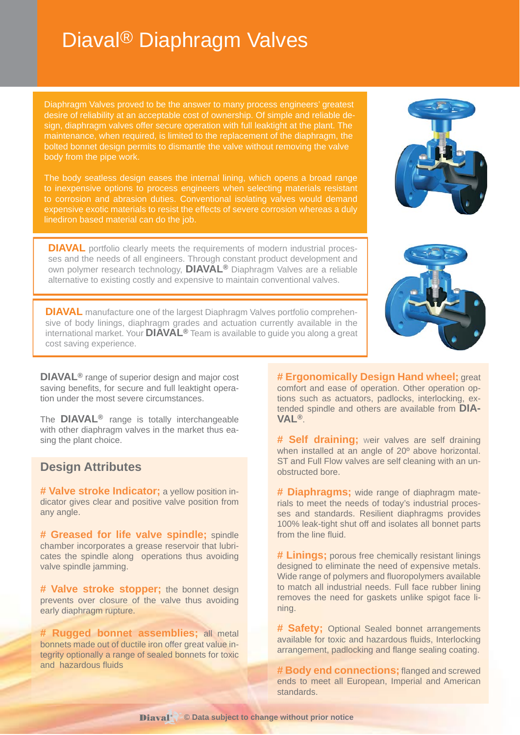# Diaval® Diaphragm Valves

Diaphragm Valves proved to be the answer to many process engineers' greatest desire of reliability at an acceptable cost of ownership. Of simple and reliable design, diaphragm valves offer secure operation with full leaktight at the plant. The maintenance, when required, is limited to the replacement of the diaphragm, the bolted bonnet design permits to dismantle the valve without removing the valve body from the pipe work.

The body seatless design eases the internal lining, which opens a broad range to inexpensive options to process engineers when selecting materials resistant to corrosion and abrasion duties. Conventional isolating valves would demand expensive exotic materials to resist the effects of severe corrosion whereas a duly linediron based material can do the job.

**DIAVAL** portfolio clearly meets the requirements of modern industrial processes and the needs of all engineers. Through constant product development and own polymer research technology, **DIAVAL®** Diaphragm Valves are a reliable alternative to existing costly and expensive to maintain conventional valves.

**DIAVAL** manufacture one of the largest Diaphragm Valves portfolio comprehensive of body linings, diaphragm grades and actuation currently available in the international market. Your **DIAVAL®** Team is available to guide you along a great cost saving experience.

**DIAVAL®** range of superior design and major cost saving benefits, for secure and full leaktight operation under the most severe circumstances.

The **DIAVAL®** range is totally interchangeable with other diaphragm valves in the market thus easing the plant choice.

## Design Attributes

**# Valve stroke Indicator;** a yellow position indicator gives clear and positive valve position from any angle.

**# Greased for life valve spindle;** spindle chamber incorporates a grease reservoir that lubricates the spindle along operations thus avoiding valve spindle jamming.

**# Valve stroke stopper;** the bonnet design prevents over closure of the valve thus avoiding early diaphragm rupture.

**# Rugged bonnet assemblies;** all metal bonnets made out of ductile iron offer great value integrity optionally a range of sealed bonnets for toxic and hazardous fluids

**# Ergonomically Design Hand wheel;** great comfort and ease of operation. Other operation options such as actuators, padlocks, interlocking, extended spindle and others are available from **DIAVAL®**.

**# Self draining;** weir valves are self draining when installed at an angle of 20º above horizontal. ST and Full Flow valves are self cleaning with an unobstructed bore.

**# Diaphragms;** wide range of diaphragm materials to meet the needs of today's industrial processes and standards. Resilient diaphragms provides 100% leak-tight shut off and isolates all bonnet parts from the line fluid.

**# Linings;** porous free chemically resistant linings designed to eliminate the need of expensive metals. Wide range of polymers and fluoropolymers available to match all industrial needs. Full face rubber lining removes the need for gaskets unlike spigot face lining.

**# Safety;** Optional Sealed bonnet arrangements available for toxic and hazardous fluids, Interlocking arrangement, padlocking and flange sealing coating.

**# Body end connections;** flanged and screwed ends to meet all European, Imperial and American standards.

© Data subject to change without prior notice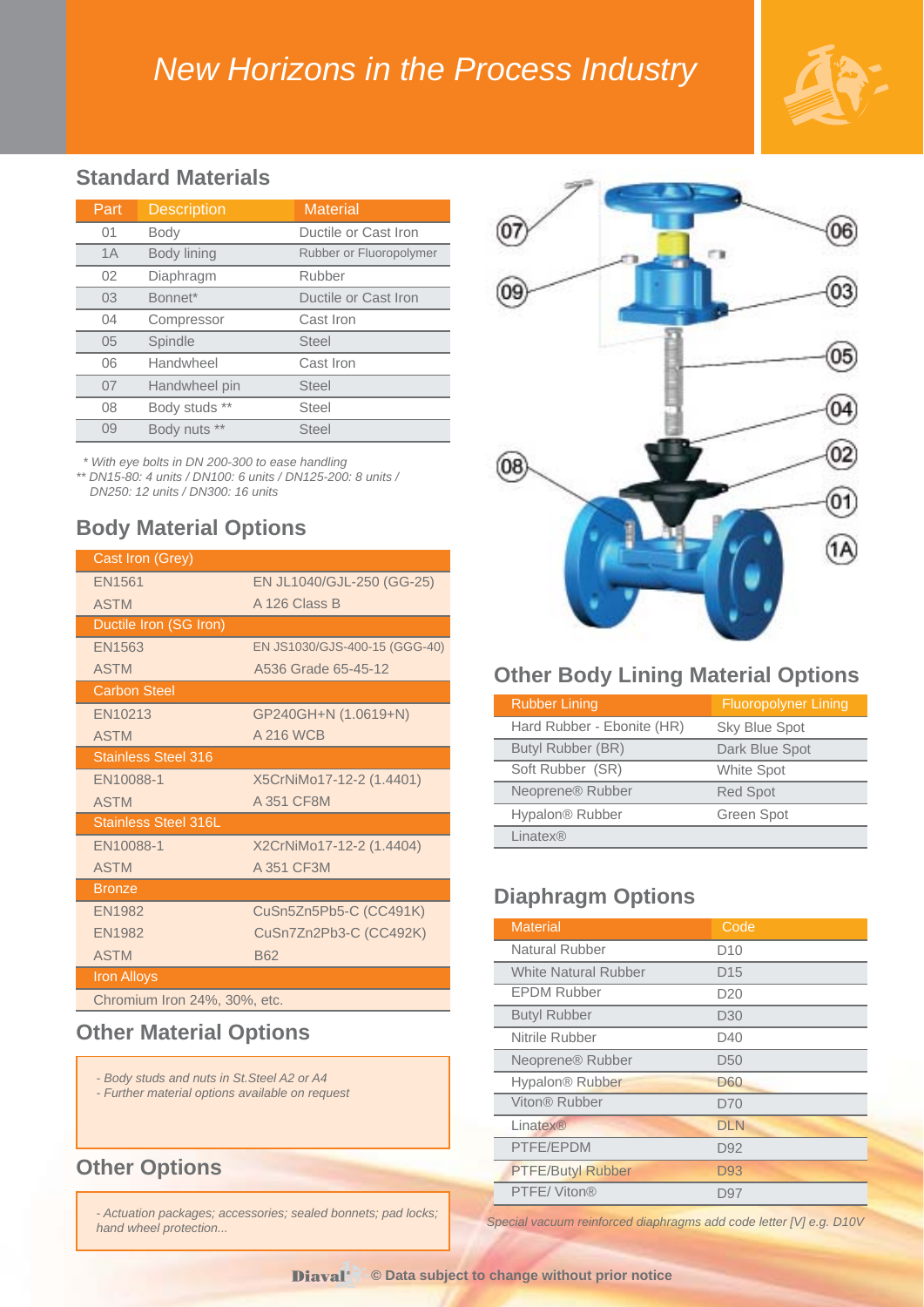# New Horizons in the Process Industry

## Standard Materials

| Part | Description | Material |
|---|---|---|
| 01 | Body | Ductile or Cast Iron |
| 1A | Body lining | Rubber or Fluoropolymer |
| 02 | Diaphragm | Rubber |
| 03 | Bonnet* | Ductile or Cast Iron |
| 04 | Compressor | Cast Iron |
| 05 | Spindle | Steel |
| 06 | Handwheel | Cast Iron |
| 07 | Handwheel pin | Steel |
| 08 | Body studs ** | Steel |
| 09 | Body nuts ** | Steel |

*\* With eye bolts in DN 200-300 to ease handling*
*\*\* DN15-80: 4 units / DN100: 6 units / DN125-200: 8 units / DN250: 12 units / DN300: 16 units*

## Body Material Options

| Cast Iron (Grey) | |
|---|---|
| EN1561 | EN JL1040/GJL-250 (GG-25) |
| ASTM | A 126 Class B |
| **Ductile Iron (SG Iron)** | |
| EN1563 | EN JS1030/GJS-400-15 (GGG-40) |
| ASTM | A536 Grade 65-45-12 |
| **Carbon Steel** | |
| EN10213 | GP240GH+N (1.0619+N) |
| ASTM | A 216 WCB |
| **Stainless Steel 316** | |
| EN10088-1 | X5CrNiMo17-12-2 (1.4401) |
| ASTM | A 351 CF8M |
| **Stainless Steel 316L** | |
| EN10088-1 | X2CrNiMo17-12-2 (1.4404) |
| ASTM | A 351 CF3M |
| **Bronze** | |
| EN1982 | CuSn5Zn5Pb5-C (CC491K) |
| EN1982 | CuSn7Zn2Pb3-C (CC492K) |
| ASTM | B62 |
| **Iron Alloys** | |
| Chromium Iron 24%, 30%, etc. | |

## Other Material Options

*- Body studs and nuts in St.Steel A2 or A4*
*- Further material options available on request*

## Other Options

*- Actuation packages; accessories; sealed bonnets; pad locks; hand wheel protection...*

## Other Body Lining Material Options

| Rubber Lining | Fluoropolyner Lining |
|---|---|
| Hard Rubber - Ebonite (HR) | Sky Blue Spot |
| Butyl Rubber (BR) | Dark Blue Spot |
| Soft Rubber (SR) | White Spot |
| Neoprene® Rubber | Red Spot |
| Hypalon® Rubber | Green Spot |
| Linatex® | |

## Diaphragm Options

| Material | Code |
|---|---|
| Natural Rubber | D10 |
| White Natural Rubber | D15 |
| EPDM Rubber | D20 |
| Butyl Rubber | D30 |
| Nitrile Rubber | D40 |
| Neoprene® Rubber | D50 |
| Hypalon® Rubber | D60 |
| Viton® Rubber | D70 |
| Linatex® | DLN |
| PTFE/EPDM | D92 |
| PTFE/Butyl Rubber | D93 |
| PTFE/ Viton® | D97 |

*Special vacuum reinforced diaphragms add code letter [V] e.g. D10V*

Diaval © Data subject to change without prior notice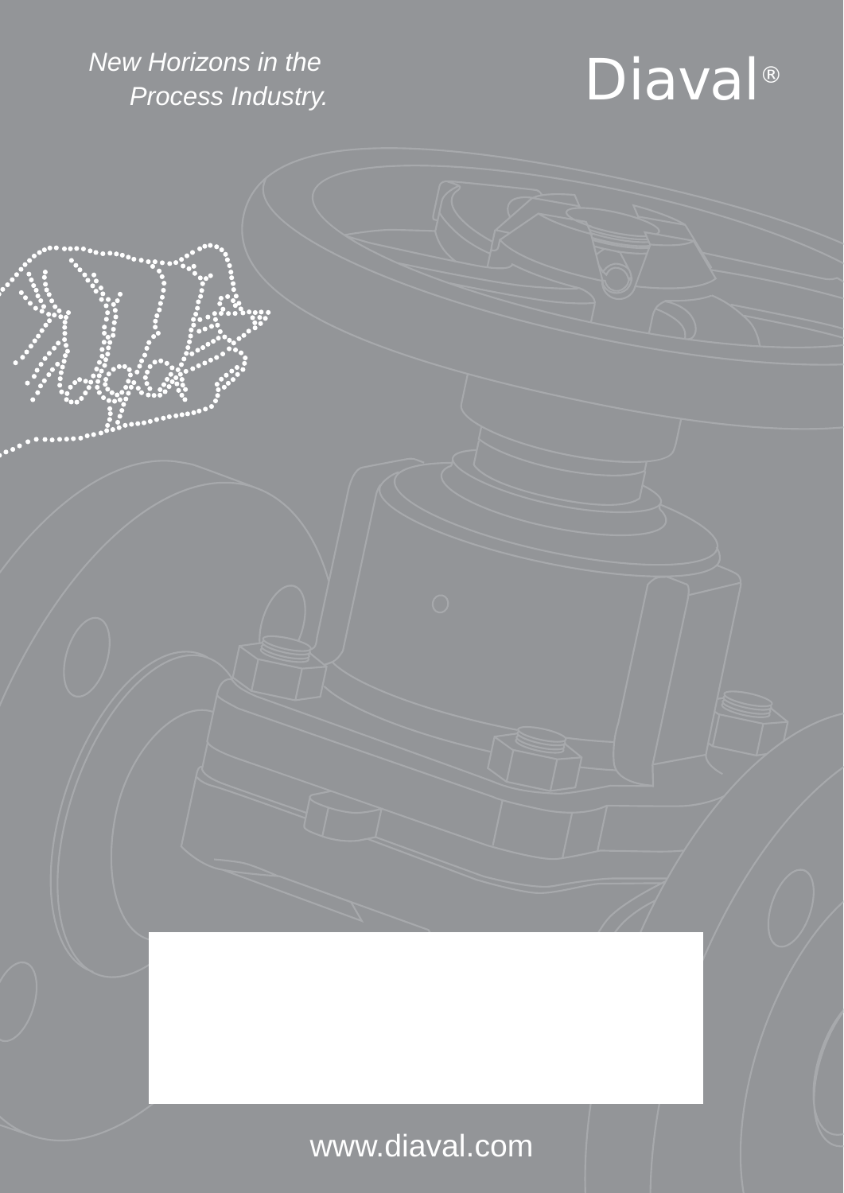*New Horizons in the Process Industry.*

Diaval®

www.diaval.com